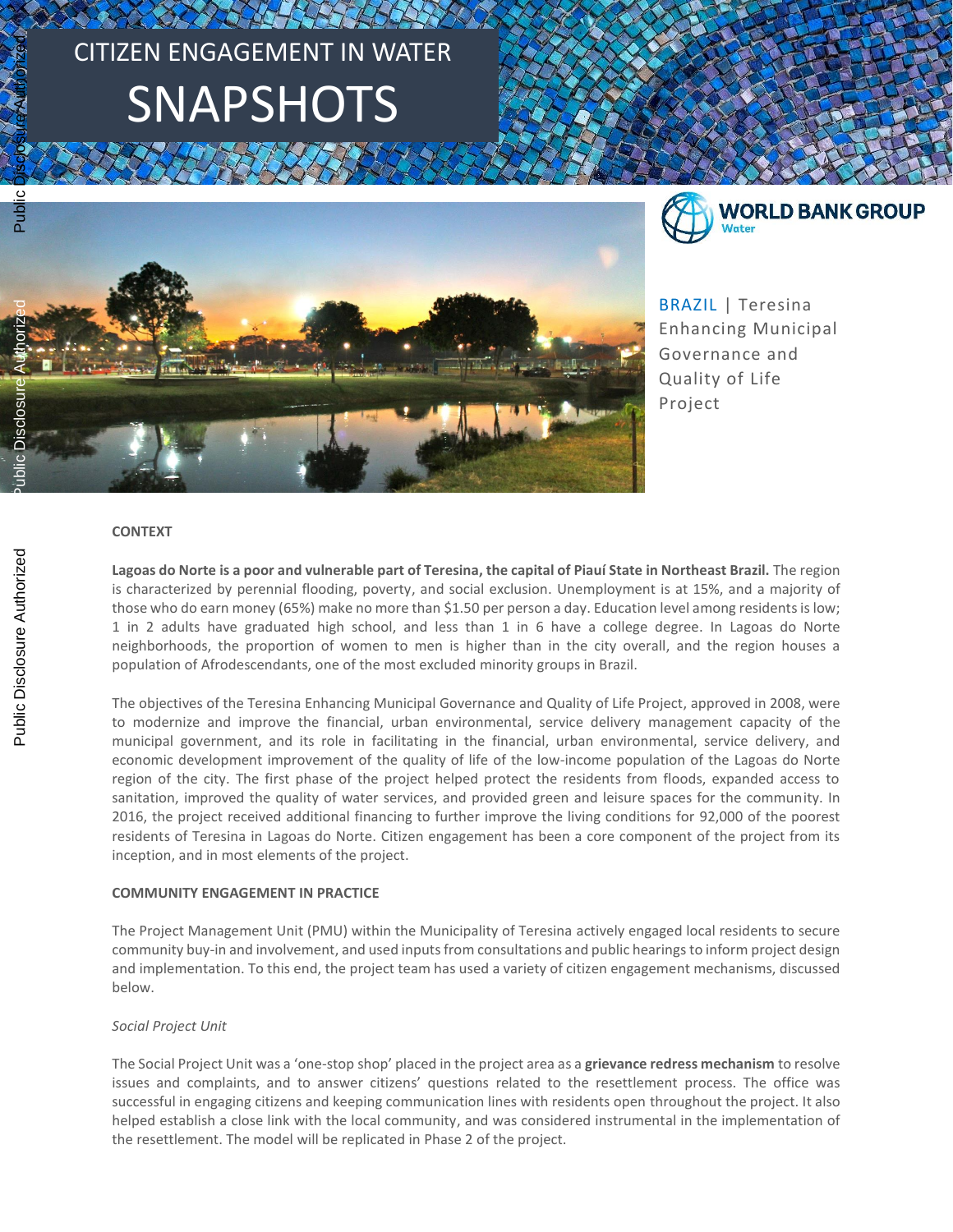# CITIZEN ENGAGEMENT IN WATER SNAPSHOTS

WORLD BANK GROUP Water

BRAZIL | Teresina Enhancing Municipal Governance and Quality of Life Project

## CONTEXT

**Lagoas do Norte is a poor and vulnerable part of Teresina, the capital of Piauí State in Northeast Brazil.** The region is characterized by perennial flooding, poverty, and social exclusion. Unemployment is at 15%, and a majority of those who do earn money (65%) make no more than $1.50 per person a day. Education level among residents is low; 1 in 2 adults have graduated high school, and less than 1 in 6 have a college degree. In Lagoas do Norte neighborhoods, the proportion of women to men is higher than in the city overall, and the region houses a population of Afrodescendants, one of the most excluded minority groups in Brazil.

The objectives of the Teresina Enhancing Municipal Governance and Quality of Life Project, approved in 2008, were to modernize and improve the financial, urban environmental, service delivery management capacity of the municipal government, and its role in facilitating in the financial, urban environmental, service delivery, and economic development improvement of the quality of life of the low-income population of the Lagoas do Norte region of the city. The first phase of the project helped protect the residents from floods, expanded access to sanitation, improved the quality of water services, and provided green and leisure spaces for the community. In 2016, the project received additional financing to further improve the living conditions for 92,000 of the poorest residents of Teresina in Lagoas do Norte. Citizen engagement has been a core component of the project from its inception, and in most elements of the project.

## COMMUNITY ENGAGEMENT IN PRACTICE

The Project Management Unit (PMU) within the Municipality of Teresina actively engaged local residents to secure community buy-in and involvement, and used inputs from consultations and public hearings to inform project design and implementation. To this end, the project team has used a variety of citizen engagement mechanisms, discussed below.

*Social Project Unit*

The Social Project Unit was a 'one-stop shop' placed in the project area as a **grievance redress mechanism** to resolve issues and complaints, and to answer citizens' questions related to the resettlement process. The office was successful in engaging citizens and keeping communication lines with residents open throughout the project. It also helped establish a close link with the local community, and was considered instrumental in the implementation of the resettlement. The model will be replicated in Phase 2 of the project.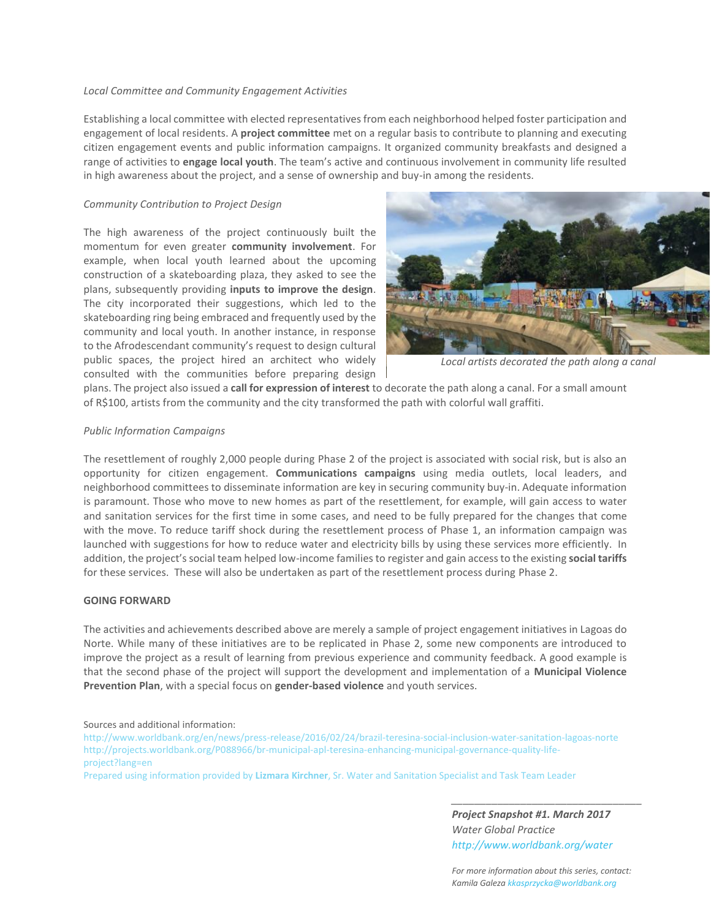*Local Committee and Community Engagement Activities*

Establishing a local committee with elected representatives from each neighborhood helped foster participation and engagement of local residents. A **project committee** met on a regular basis to contribute to planning and executing citizen engagement events and public information campaigns. It organized community breakfasts and designed a range of activities to **engage local youth**. The team's active and continuous involvement in community life resulted in high awareness about the project, and a sense of ownership and buy-in among the residents.

*Community Contribution to Project Design*

The high awareness of the project continuously built the momentum for even greater **community involvement**. For example, when local youth learned about the upcoming construction of a skateboarding plaza, they asked to see the plans, subsequently providing **inputs to improve the design**. The city incorporated their suggestions, which led to the skateboarding ring being embraced and frequently used by the community and local youth. In another instance, in response to the Afrodescendant community's request to design cultural public spaces, the project hired an architect who widely consulted with the communities before preparing design plans. The project also issued a **call for expression of interest** to decorate the path along a canal. For a small amount of R$100, artists from the community and the city transformed the path with colorful wall graffiti.

*Local artists decorated the path along a canal*

*Public Information Campaigns*

The resettlement of roughly 2,000 people during Phase 2 of the project is associated with social risk, but is also an opportunity for citizen engagement. **Communications campaigns** using media outlets, local leaders, and neighborhood committees to disseminate information are key in securing community buy-in. Adequate information is paramount. Those who move to new homes as part of the resettlement, for example, will gain access to water and sanitation services for the first time in some cases, and need to be fully prepared for the changes that come with the move. To reduce tariff shock during the resettlement process of Phase 1, an information campaign was launched with suggestions for how to reduce water and electricity bills by using these services more efficiently. In addition, the project's social team helped low-income families to register and gain access to the existing **social tariffs** for these services. These will also be undertaken as part of the resettlement process during Phase 2.

**GOING FORWARD**

The activities and achievements described above are merely a sample of project engagement initiatives in Lagoas do Norte. While many of these initiatives are to be replicated in Phase 2, some new components are introduced to improve the project as a result of learning from previous experience and community feedback. A good example is that the second phase of the project will support the development and implementation of a **Municipal Violence Prevention Plan**, with a special focus on **gender-based violence** and youth services.

Sources and additional information:
http://www.worldbank.org/en/news/press-release/2016/02/24/brazil-teresina-social-inclusion-water-sanitation-lagoas-norte
http://projects.worldbank.org/P088966/br-municipal-apl-teresina-enhancing-municipal-governance-quality-life-project?lang=en
Prepared using information provided by **Lizmara Kirchner**, Sr. Water and Sanitation Specialist and Task Team Leader

***Project Snapshot #1. March 2017***
*Water Global Practice*
*http://www.worldbank.org/water*

*For more information about this series, contact:*
*Kamila Galeza kkasprzycka@worldbank.org*